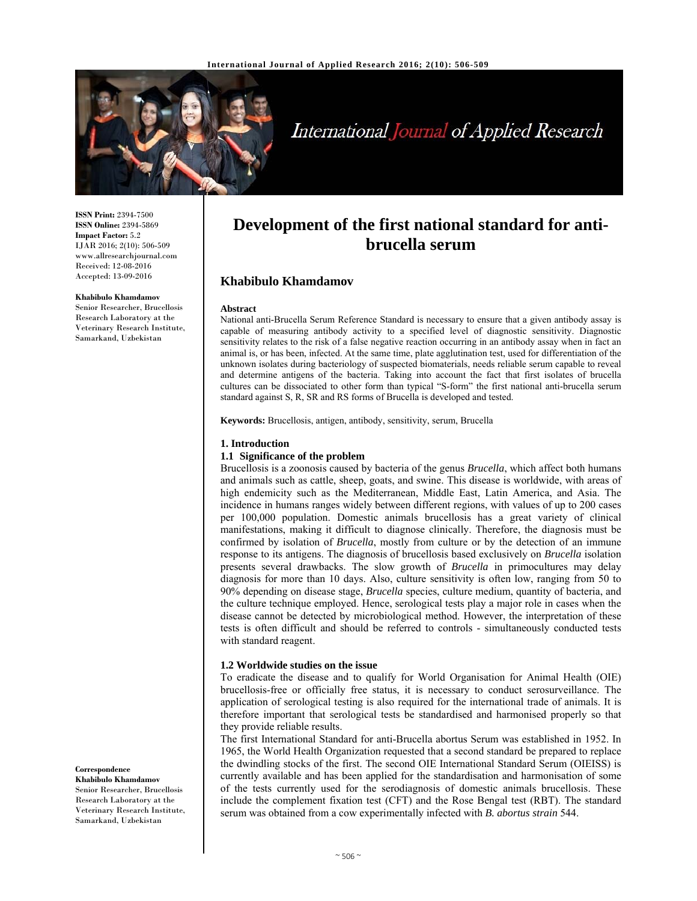# Development of the first national standard for anti-brucella serum

**Khabibulo Khamdamov**

ISSN Print: 2394-7500
ISSN Online: 2394-5869
Impact Factor: 5.2
IJAR 2016; 2(10): 506-509
www.allresearchjournal.com
Received: 12-08-2016
Accepted: 13-09-2016

**Khabibulo Khamdamov**
Senior Researcher, Brucellosis Research Laboratory at the Veterinary Research Institute, Samarkand, Uzbekistan

**Correspondence**
**Khabibulo Khamdamov**
Senior Researcher, Brucellosis Research Laboratory at the Veterinary Research Institute, Samarkand, Uzbekistan

**Abstract**

National anti-Brucella Serum Reference Standard is necessary to ensure that a given antibody assay is capable of measuring antibody activity to a specified level of diagnostic sensitivity. Diagnostic sensitivity relates to the risk of a false negative reaction occurring in an antibody assay when in fact an animal is, or has been, infected. At the same time, plate agglutination test, used for differentiation of the unknown isolates during bacteriology of suspected biomaterials, needs reliable serum capable to reveal and determine antigens of the bacteria. Taking into account the fact that first isolates of brucella cultures can be dissociated to other form than typical "S-form" the first national anti-brucella serum standard against S, R, SR and RS forms of Brucella is developed and tested.

**Keywords:** Brucellosis, antigen, antibody, sensitivity, serum, Brucella

## 1. Introduction

### 1.1 Significance of the problem

Brucellosis is a zoonosis caused by bacteria of the genus *Brucella*, which affect both humans and animals such as cattle, sheep, goats, and swine. This disease is worldwide, with areas of high endemicity such as the Mediterranean, Middle East, Latin America, and Asia. The incidence in humans ranges widely between different regions, with values of up to 200 cases per 100,000 population. Domestic animals brucellosis has a great variety of clinical manifestations, making it difficult to diagnose clinically. Therefore, the diagnosis must be confirmed by isolation of *Brucella*, mostly from culture or by the detection of an immune response to its antigens. The diagnosis of brucellosis based exclusively on *Brucella* isolation presents several drawbacks. The slow growth of *Brucella* in primocultures may delay diagnosis for more than 10 days. Also, culture sensitivity is often low, ranging from 50 to 90% depending on disease stage, *Brucella* species, culture medium, quantity of bacteria, and the culture technique employed. Hence, serological tests play a major role in cases when the disease cannot be detected by microbiological method. However, the interpretation of these tests is often difficult and should be referred to controls - simultaneously conducted tests with standard reagent.

### 1.2 Worldwide studies on the issue

To eradicate the disease and to qualify for World Organisation for Animal Health (OIE) brucellosis-free or officially free status, it is necessary to conduct serosurveillance. The application of serological testing is also required for the international trade of animals. It is therefore important that serological tests be standardised and harmonised properly so that they provide reliable results.

The first International Standard for anti-Brucella abortus Serum was established in 1952. In 1965, the World Health Organization requested that a second standard be prepared to replace the dwindling stocks of the first. The second OIE International Standard Serum (OIEISS) is currently available and has been applied for the standardisation and harmonisation of some of the tests currently used for the serodiagnosis of domestic animals brucellosis. These include the complement fixation test (CFT) and the Rose Bengal test (RBT). The standard serum was obtained from a cow experimentally infected with *B. abortus strain* 544.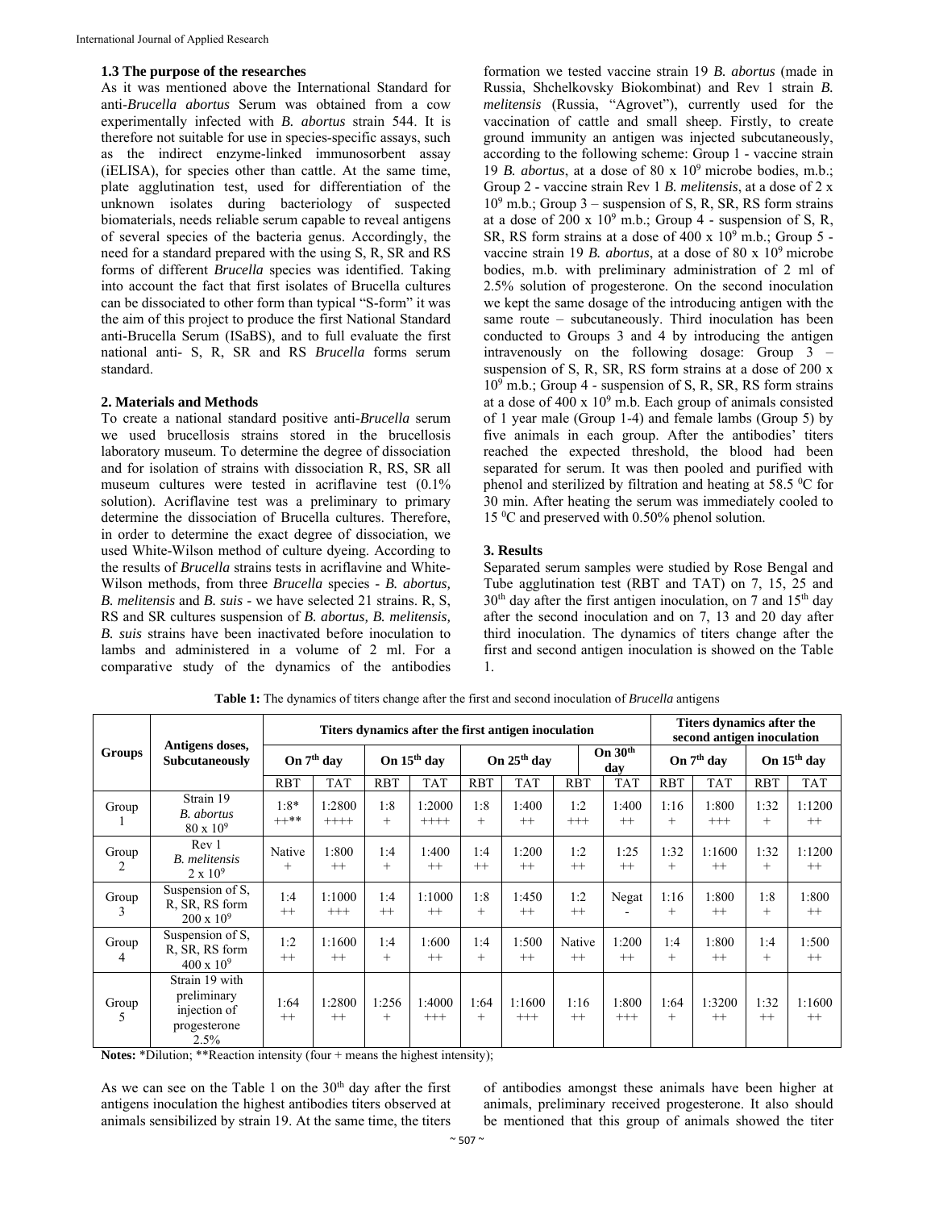### 1.3 The purpose of the researches

As it was mentioned above the International Standard for anti-*Brucella abortus* Serum was obtained from a cow experimentally infected with *B. abortus* strain 544. It is therefore not suitable for use in species-specific assays, such as the indirect enzyme-linked immunosorbent assay (iELISA), for species other than cattle. At the same time, plate agglutination test, used for differentiation of the unknown isolates during bacteriology of suspected biomaterials, needs reliable serum capable to reveal antigens of several species of the bacteria genus. Accordingly, the need for a standard prepared with the using S, R, SR and RS forms of different *Brucella* species was identified. Taking into account the fact that first isolates of Brucella cultures can be dissociated to other form than typical "S-form" it was the aim of this project to produce the first National Standard anti-Brucella Serum (ISaBS), and to full evaluate the first national anti- S, R, SR and RS *Brucella* forms serum standard.

## 2. Materials and Methods

To create a national standard positive anti-*Brucella* serum we used brucellosis strains stored in the brucellosis laboratory museum. To determine the degree of dissociation and for isolation of strains with dissociation R, RS, SR all museum cultures were tested in acriflavine test (0.1% solution). Acriflavine test was a preliminary to primary determine the dissociation of Brucella cultures. Therefore, in order to determine the exact degree of dissociation, we used White-Wilson method of culture dyeing. According to the results of *Brucella* strains tests in acriflavine and White-Wilson methods, from three *Brucella* species - *B. abortus, B. melitensis* and *B. suis* - we have selected 21 strains. R, S, RS and SR cultures suspension of *B. abortus, B. melitensis, B. suis* strains have been inactivated before inoculation to lambs and administered in a volume of 2 ml. For a comparative study of the dynamics of the antibodies formation we tested vaccine strain 19 *B. abortus* (made in Russia, Shchelkovsky Biokombinat) and Rev 1 strain *B. melitensis* (Russia, "Agrovet"), currently used for the vaccination of cattle and small sheep. Firstly, to create ground immunity an antigen was injected subcutaneously, according to the following scheme: Group 1 - vaccine strain 19 *B. abortus*, at a dose of 80 x $10^9$ microbe bodies, m.b.; Group 2 - vaccine strain Rev 1 *B. melitensis*, at a dose of 2 x $10^9$ m.b.; Group 3 – suspension of S, R, SR, RS form strains at a dose of 200 x $10^9$ m.b.; Group 4 - suspension of S, R, SR, RS form strains at a dose of 400 x $10^9$ m.b.; Group 5 - vaccine strain 19 *B. abortus*, at a dose of 80 x $10^9$ microbe bodies, m.b with preliminary administration of 2 ml of 2.5% solution of progesterone. On the second inoculation we kept the same dosage of the introducing antigen with the same route – subcutaneously. Third inoculation has been conducted to Groups 3 and 4 by introducing the antigen intravenously on the following dosage: Group 3 – suspension of S, R, SR, RS form strains at a dose of 200 x $10^9$ m.b.; Group 4 - suspension of S, R, SR, RS form strains at a dose of 400 x $10^9$ m.b. Each group of animals consisted of 1 year male (Group 1-4) and female lambs (Group 5) by five animals in each group. After the antibodies' titers reached the expected threshold, the blood had been separated for serum. It was then pooled and purified with phenol and sterilized by filtration and heating at 58.5 $^0$C for 30 min. After heating the serum was immediately cooled to 15 $^0$C and preserved with 0.50% phenol solution.

## 3. Results

Separated serum samples were studied by Rose Bengal and Tube agglutination test (RBT and TAT) on 7, 15, 25 and 30$^{th}$ day after the first antigen inoculation, on 7 and 15$^{th}$ day after the second inoculation and on 7, 13 and 20 day after third inoculation. The dynamics of titers change after the first and second antigen inoculation is showed on the Table 1.

**Table 1:** The dynamics of titers change after the first and second inoculation of *Brucella* antigens

| Groups | Antigens doses, Subcutaneously | Titers dynamics after the first antigen inoculation | | | | | | | | Titers dynamics after the second antigen inoculation | | | |
|---|---|---|---|---|---|---|---|---|---|---|---|---|---|
| | | On 7$^{th}$ day | | On 15$^{th}$ day | | On 25$^{th}$ day | | On 30$^{th}$ day | | On 7$^{th}$ day | | On 15$^{th}$ day | |
| | | RBT | TAT | RBT | TAT | RBT | TAT | RBT | TAT | RBT | TAT | RBT | TAT |
| Group 1 | Strain 19 *B. abortus* 80 x $10^9$ | 1:8* ++** | 1:2800 ++++ | 1:8 + | 1:2000 ++++ | 1:8 + | 1:400 ++ | 1:2 +++ | 1:400 ++ | 1:16 + | 1:800 +++ | 1:32 + | 1:1200 ++ |
| Group 2 | Rev 1 *B. melitensis* 2 x $10^9$ | Native + | 1:800 ++ | 1:4 + | 1:400 ++ | 1:4 ++ | 1:200 ++ | 1:2 ++ | 1:25 ++ | 1:32 + | 1:1600 ++ | 1:32 + | 1:1200 ++ |
| Group 3 | Suspension of S, R, SR, RS form 200 x $10^9$ | 1:4 ++ | 1:1000 +++ | 1:4 ++ | 1:1000 ++ | 1:8 + | 1:450 ++ | 1:2 ++ | Negat - | 1:16 + | 1:800 ++ | 1:8 + | 1:800 ++ |
| Group 4 | Suspension of S, R, SR, RS form 400 x $10^9$ | 1:2 ++ | 1:1600 ++ | 1:4 + | 1:600 ++ | 1:4 + | 1:500 ++ | Native ++ | 1:200 ++ | 1:4 + | 1:800 ++ | 1:4 + | 1:500 ++ |
| Group 5 | Strain 19 with preliminary injection of progesterone 2.5% | 1:64 ++ | 1:2800 ++ | 1:256 + | 1:4000 +++ | 1:64 + | 1:1600 +++ | 1:16 ++ | 1:800 +++ | 1:64 + | 1:3200 ++ | 1:32 ++ | 1:1600 ++ |

**Notes:** *Dilution; **Reaction intensity (four + means the highest intensity);

As we can see on the Table 1 on the 30$^{th}$ day after the first antigens inoculation the highest antibodies titers observed at animals sensibilized by strain 19. At the same time, the titers of antibodies amongst these animals have been higher at animals, preliminary received progesterone. It also should be mentioned that this group of animals showed the titer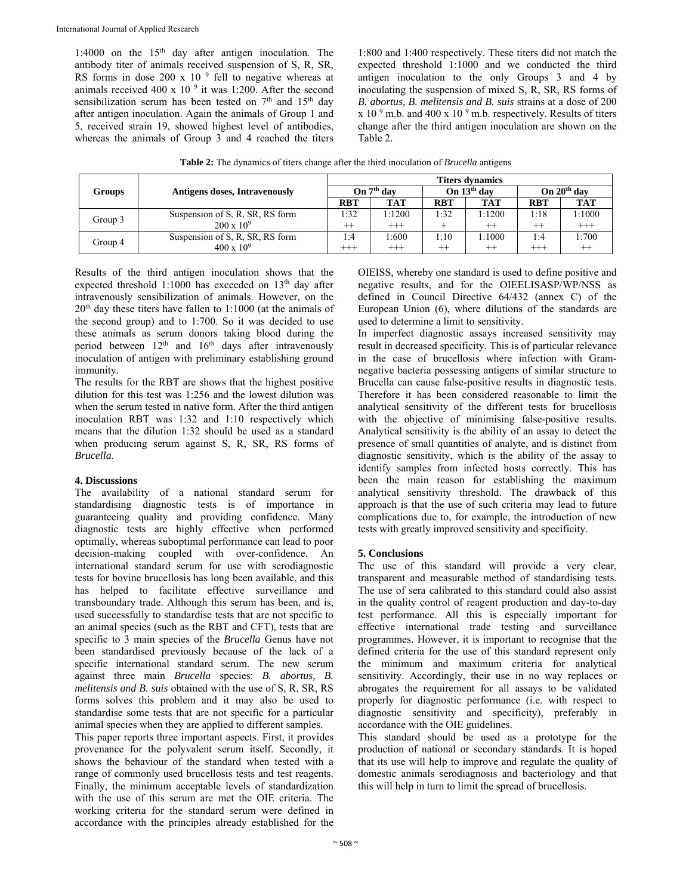1:4000 on the 15th day after antigen inoculation. The antibody titer of animals received suspension of S, R, SR, RS forms in dose 200 x 10 $^{9}$ fell to negative whereas at animals received 400 x 10 $^{9}$ it was 1:200. After the second sensibilization serum has been tested on 7th and 15th day after antigen inoculation. Again the animals of Group 1 and 5, received strain 19, showed highest level of antibodies, whereas the animals of Group 3 and 4 reached the titers 1:800 and 1:400 respectively. These titers did not match the expected threshold 1:1000 and we conducted the third antigen inoculation to the only Groups 3 and 4 by inoculating the suspension of mixed S, R, SR, RS forms of *B. abortus, B. melitensis and B. suis* strains at a dose of 200 x 10 $^{9}$ m.b. and 400 x 10 $^{9}$ m.b. respectively. Results of titers change after the third antigen inoculation are shown on the Table 2.

**Table 2:** The dynamics of titers change after the third inoculation of *Brucella* antigens

| Groups | Antigens doses, Intravenously | Titers dynamics | | | | | |
|---|---|---|---|---|---|---|---|
| | | On 7th day | | On 13th day | | On 20th day | |
| | | RBT | TAT | RBT | TAT | RBT | TAT |
| Group 3 | Suspension of S, R, SR, RS form $200 \times 10^9$ | 1:32 ++ | 1:1200 +++ | 1:32 + | 1:1200 ++ | 1:18 ++ | 1:1000 +++ |
| Group 4 | Suspension of S, R, SR, RS form $400 \times 10^9$ | 1:4 +++ | 1:600 +++ | 1:10 ++ | 1:1000 ++ | 1:4 +++ | 1:700 ++ |

Results of the third antigen inoculation shows that the expected threshold 1:1000 has exceeded on 13th day after intravenously sensibilization of animals. However, on the 20th day these titers have fallen to 1:1000 (at the animals of the second group) and to 1:700. So it was decided to use these animals as serum donors taking blood during the period between 12th and 16th days after intravenously inoculation of antigen with preliminary establishing ground immunity.

The results for the RBT are shows that the highest positive dilution for this test was 1:256 and the lowest dilution was when the serum tested in native form. After the third antigen inoculation RBT was 1:32 and 1:10 respectively which means that the dilution 1:32 should be used as a standard when producing serum against S, R, SR, RS forms of *Brucella*.

## 4. Discussions

The availability of a national standard serum for standardising diagnostic tests is of importance in guaranteeing quality and providing confidence. Many diagnostic tests are highly effective when performed optimally, whereas suboptimal performance can lead to poor decision-making coupled with over-confidence. An international standard serum for use with serodiagnostic tests for bovine brucellosis has long been available, and this has helped to facilitate effective surveillance and transboundary trade. Although this serum has been, and is, used successfully to standardise tests that are not specific to an animal species (such as the RBT and CFT), tests that are specific to 3 main species of the *Brucella* Genus have not been standardised previously because of the lack of a specific international standard serum. The new serum against three main *Brucella* species: *B. abortus, B. melitensis and B. suis* obtained with the use of S, R, SR, RS forms solves this problem and it may also be used to standardise some tests that are not specific for a particular animal species when they are applied to different samples.

This paper reports three important aspects. First, it provides provenance for the polyvalent serum itself. Secondly, it shows the behaviour of the standard when tested with a range of commonly used brucellosis tests and test reagents. Finally, the minimum acceptable levels of standardization with the use of this serum are met the OIE criteria. The working criteria for the standard serum were defined in accordance with the principles already established for the OIEISS, whereby one standard is used to define positive and negative results, and for the OIEELISASP/WP/NSS as defined in Council Directive 64/432 (annex C) of the European Union (6), where dilutions of the standards are used to determine a limit to sensitivity.

In imperfect diagnostic assays increased sensitivity may result in decreased specificity. This is of particular relevance in the case of brucellosis where infection with Gram-negative bacteria possessing antigens of similar structure to Brucella can cause false-positive results in diagnostic tests. Therefore it has been considered reasonable to limit the analytical sensitivity of the different tests for brucellosis with the objective of minimising false-positive results. Analytical sensitivity is the ability of an assay to detect the presence of small quantities of analyte, and is distinct from diagnostic sensitivity, which is the ability of the assay to identify samples from infected hosts correctly. This has been the main reason for establishing the maximum analytical sensitivity threshold. The drawback of this approach is that the use of such criteria may lead to future complications due to, for example, the introduction of new tests with greatly improved sensitivity and specificity.

## 5. Conclusions

The use of this standard will provide a very clear, transparent and measurable method of standardising tests. The use of sera calibrated to this standard could also assist in the quality control of reagent production and day-to-day test performance. All this is especially important for effective international trade testing and surveillance programmes. However, it is important to recognise that the defined criteria for the use of this standard represent only the minimum and maximum criteria for analytical sensitivity. Accordingly, their use in no way replaces or abrogates the requirement for all assays to be validated properly for diagnostic performance (i.e. with respect to diagnostic sensitivity and specificity), preferably in accordance with the OIE guidelines.

This standard should be used as a prototype for the production of national or secondary standards. It is hoped that its use will help to improve and regulate the quality of domestic animals serodiagnosis and bacteriology and that this will help in turn to limit the spread of brucellosis.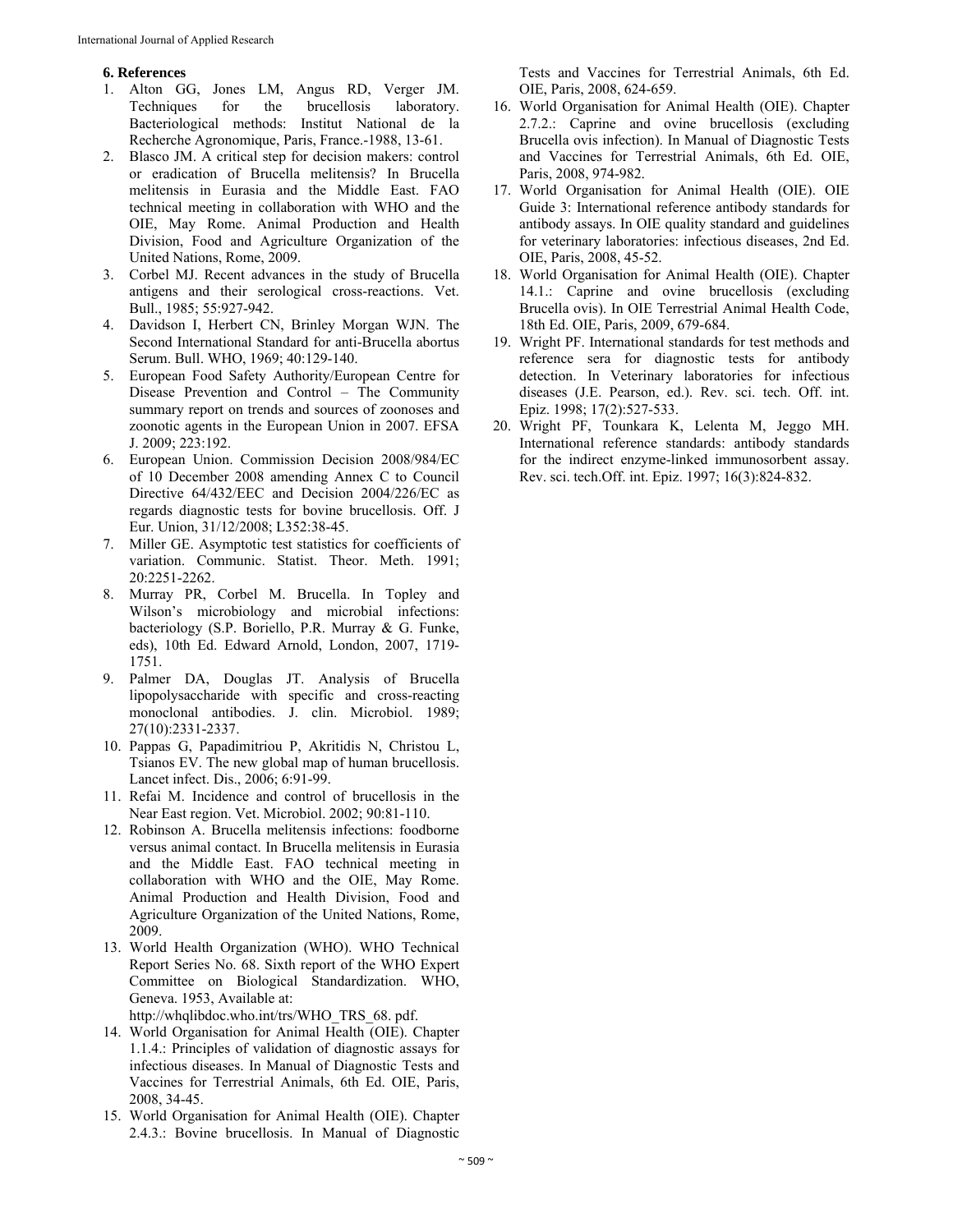### 6. References

1. Alton GG, Jones LM, Angus RD, Verger JM. Techniques for the brucellosis laboratory. Bacteriological methods: Institut National de la Recherche Agronomique, Paris, France.-1988, 13-61.
2. Blasco JM. A critical step for decision makers: control or eradication of Brucella melitensis? In Brucella melitensis in Eurasia and the Middle East. FAO technical meeting in collaboration with WHO and the OIE, May Rome. Animal Production and Health Division, Food and Agriculture Organization of the United Nations, Rome, 2009.
3. Corbel MJ. Recent advances in the study of Brucella antigens and their serological cross-reactions. Vet. Bull., 1985; 55:927-942.
4. Davidson I, Herbert CN, Brinley Morgan WJN. The Second International Standard for anti-Brucella abortus Serum. Bull. WHO, 1969; 40:129-140.
5. European Food Safety Authority/European Centre for Disease Prevention and Control – The Community summary report on trends and sources of zoonoses and zoonotic agents in the European Union in 2007. EFSA J. 2009; 223:192.
6. European Union. Commission Decision 2008/984/EC of 10 December 2008 amending Annex C to Council Directive 64/432/EEC and Decision 2004/226/EC as regards diagnostic tests for bovine brucellosis. Off. J Eur. Union, 31/12/2008; L352:38-45.
7. Miller GE. Asymptotic test statistics for coefficients of variation. Communic. Statist. Theor. Meth. 1991; 20:2251-2262.
8. Murray PR, Corbel M. Brucella. In Topley and Wilson's microbiology and microbial infections: bacteriology (S.P. Boriello, P.R. Murray & G. Funke, eds), 10th Ed. Edward Arnold, London, 2007, 1719-1751.
9. Palmer DA, Douglas JT. Analysis of Brucella lipopolysaccharide with specific and cross-reacting monoclonal antibodies. J. clin. Microbiol. 1989; 27(10):2331-2337.
10. Pappas G, Papadimitriou P, Akritidis N, Christou L, Tsianos EV. The new global map of human brucellosis. Lancet infect. Dis., 2006; 6:91-99.
11. Refai M. Incidence and control of brucellosis in the Near East region. Vet. Microbiol. 2002; 90:81-110.
12. Robinson A. Brucella melitensis infections: foodborne versus animal contact. In Brucella melitensis in Eurasia and the Middle East. FAO technical meeting in collaboration with WHO and the OIE, May Rome. Animal Production and Health Division, Food and Agriculture Organization of the United Nations, Rome, 2009.
13. World Health Organization (WHO). WHO Technical Report Series No. 68. Sixth report of the WHO Expert Committee on Biological Standardization. WHO, Geneva. 1953, Available at: http://whqlibdoc.who.int/trs/WHO_TRS_68. pdf.
14. World Organisation for Animal Health (OIE). Chapter 1.1.4.: Principles of validation of diagnostic assays for infectious diseases. In Manual of Diagnostic Tests and Vaccines for Terrestrial Animals, 6th Ed. OIE, Paris, 2008, 34-45.
15. World Organisation for Animal Health (OIE). Chapter 2.4.3.: Bovine brucellosis. In Manual of Diagnostic Tests and Vaccines for Terrestrial Animals, 6th Ed. OIE, Paris, 2008, 624-659.
16. World Organisation for Animal Health (OIE). Chapter 2.7.2.: Caprine and ovine brucellosis (excluding Brucella ovis infection). In Manual of Diagnostic Tests and Vaccines for Terrestrial Animals, 6th Ed. OIE, Paris, 2008, 974-982.
17. World Organisation for Animal Health (OIE). OIE Guide 3: International reference antibody standards for antibody assays. In OIE quality standard and guidelines for veterinary laboratories: infectious diseases, 2nd Ed. OIE, Paris, 2008, 45-52.
18. World Organisation for Animal Health (OIE). Chapter 14.1.: Caprine and ovine brucellosis (excluding Brucella ovis). In OIE Terrestrial Animal Health Code, 18th Ed. OIE, Paris, 2009, 679-684.
19. Wright PF. International standards for test methods and reference sera for diagnostic tests for antibody detection. In Veterinary laboratories for infectious diseases (J.E. Pearson, ed.). Rev. sci. tech. Off. int. Epiz. 1998; 17(2):527-533.
20. Wright PF, Tounkara K, Lelenta M, Jeggo MH. International reference standards: antibody standards for the indirect enzyme-linked immunosorbent assay. Rev. sci. tech.Off. int. Epiz. 1997; 16(3):824-832.